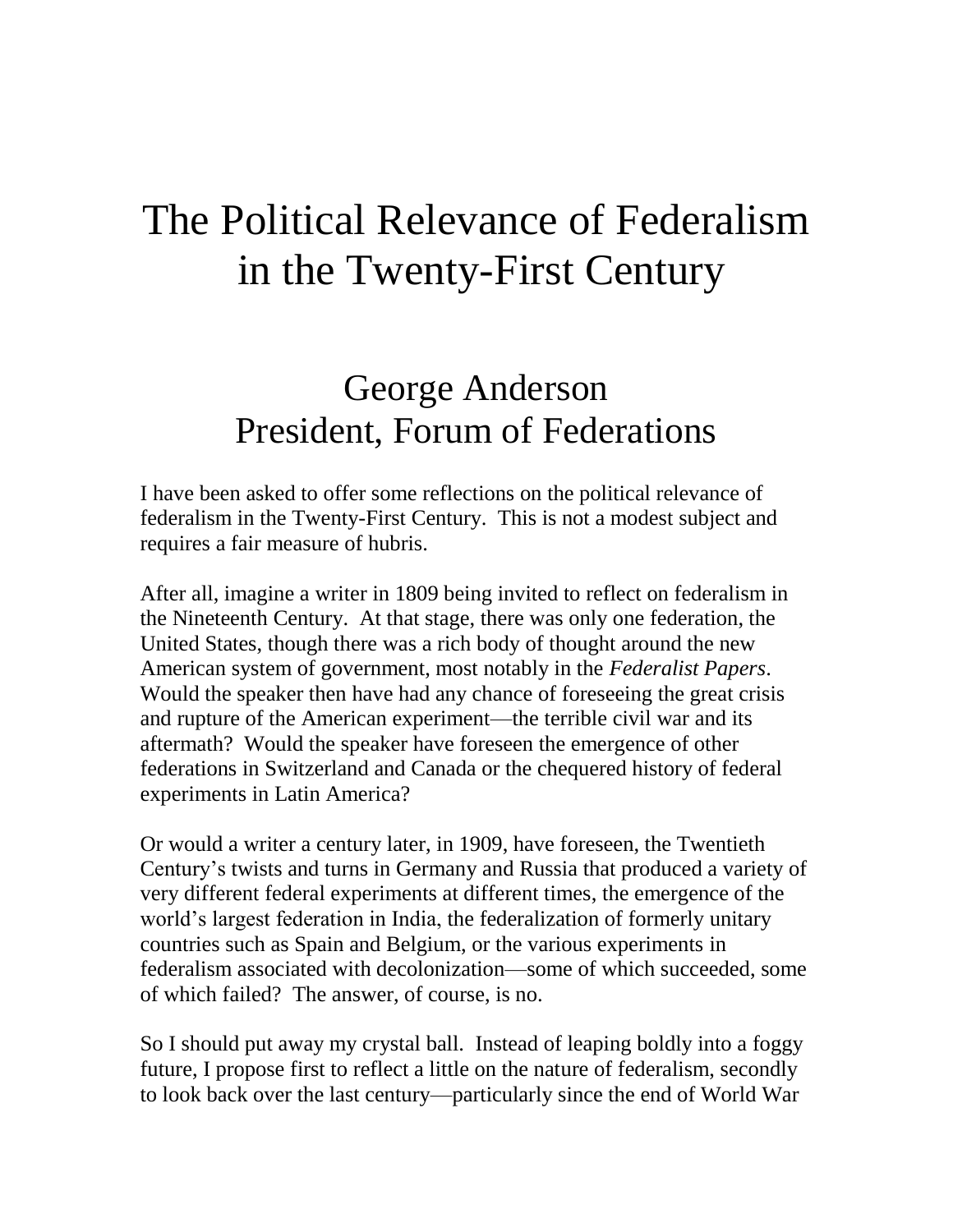# The Political Relevance of Federalism in the Twenty-First Century

## George Anderson
## President, Forum of Federations

I have been asked to offer some reflections on the political relevance of federalism in the Twenty-First Century. This is not a modest subject and requires a fair measure of hubris.

After all, imagine a writer in 1809 being invited to reflect on federalism in the Nineteenth Century. At that stage, there was only one federation, the United States, though there was a rich body of thought around the new American system of government, most notably in the *Federalist Papers*. Would the speaker then have had any chance of foreseeing the great crisis and rupture of the American experiment—the terrible civil war and its aftermath? Would the speaker have foreseen the emergence of other federations in Switzerland and Canada or the chequered history of federal experiments in Latin America?

Or would a writer a century later, in 1909, have foreseen, the Twentieth Century's twists and turns in Germany and Russia that produced a variety of very different federal experiments at different times, the emergence of the world's largest federation in India, the federalization of formerly unitary countries such as Spain and Belgium, or the various experiments in federalism associated with decolonization—some of which succeeded, some of which failed? The answer, of course, is no.

So I should put away my crystal ball. Instead of leaping boldly into a foggy future, I propose first to reflect a little on the nature of federalism, secondly to look back over the last century—particularly since the end of World War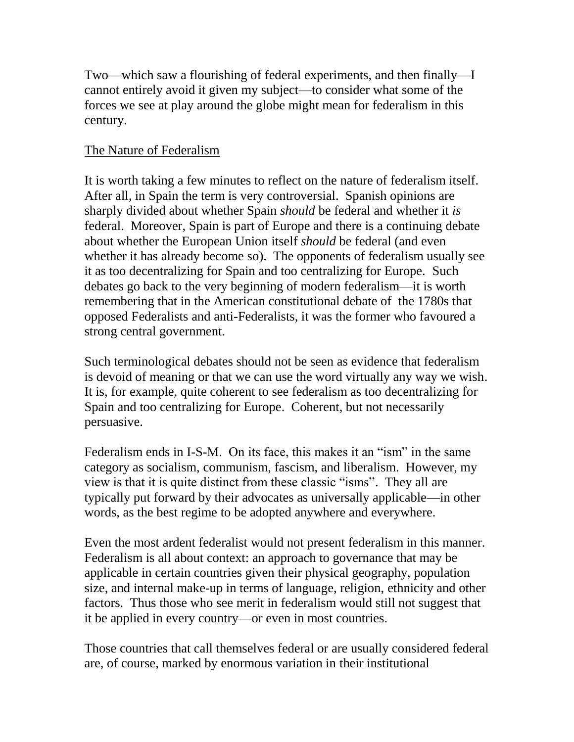Two—which saw a flourishing of federal experiments, and then finally—I cannot entirely avoid it given my subject—to consider what some of the forces we see at play around the globe might mean for federalism in this century.

## The Nature of Federalism

It is worth taking a few minutes to reflect on the nature of federalism itself. After all, in Spain the term is very controversial. Spanish opinions are sharply divided about whether Spain *should* be federal and whether it *is* federal. Moreover, Spain is part of Europe and there is a continuing debate about whether the European Union itself *should* be federal (and even whether it has already become so). The opponents of federalism usually see it as too decentralizing for Spain and too centralizing for Europe. Such debates go back to the very beginning of modern federalism—it is worth remembering that in the American constitutional debate of the 1780s that opposed Federalists and anti-Federalists, it was the former who favoured a strong central government.

Such terminological debates should not be seen as evidence that federalism is devoid of meaning or that we can use the word virtually any way we wish. It is, for example, quite coherent to see federalism as too decentralizing for Spain and too centralizing for Europe. Coherent, but not necessarily persuasive.

Federalism ends in I-S-M. On its face, this makes it an "ism" in the same category as socialism, communism, fascism, and liberalism. However, my view is that it is quite distinct from these classic "isms". They all are typically put forward by their advocates as universally applicable—in other words, as the best regime to be adopted anywhere and everywhere.

Even the most ardent federalist would not present federalism in this manner. Federalism is all about context: an approach to governance that may be applicable in certain countries given their physical geography, population size, and internal make-up in terms of language, religion, ethnicity and other factors. Thus those who see merit in federalism would still not suggest that it be applied in every country—or even in most countries.

Those countries that call themselves federal or are usually considered federal are, of course, marked by enormous variation in their institutional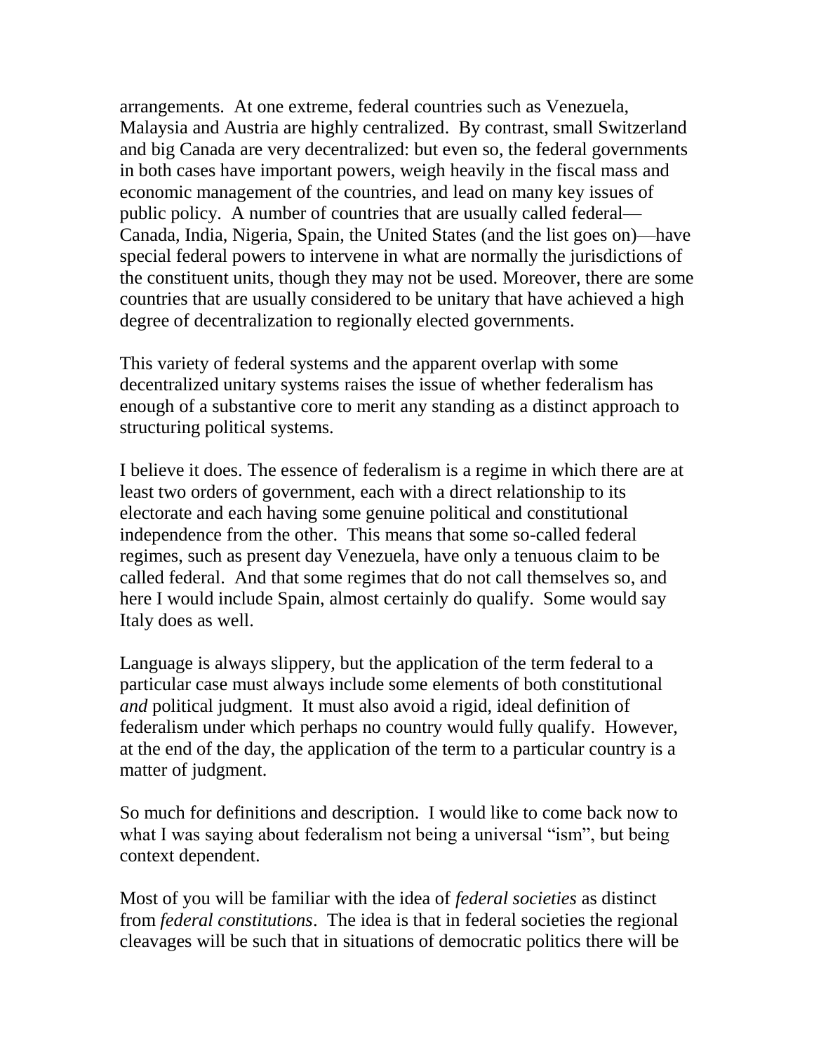arrangements. At one extreme, federal countries such as Venezuela, Malaysia and Austria are highly centralized. By contrast, small Switzerland and big Canada are very decentralized: but even so, the federal governments in both cases have important powers, weigh heavily in the fiscal mass and economic management of the countries, and lead on many key issues of public policy. A number of countries that are usually called federal—Canada, India, Nigeria, Spain, the United States (and the list goes on)—have special federal powers to intervene in what are normally the jurisdictions of the constituent units, though they may not be used. Moreover, there are some countries that are usually considered to be unitary that have achieved a high degree of decentralization to regionally elected governments.

This variety of federal systems and the apparent overlap with some decentralized unitary systems raises the issue of whether federalism has enough of a substantive core to merit any standing as a distinct approach to structuring political systems.

I believe it does. The essence of federalism is a regime in which there are at least two orders of government, each with a direct relationship to its electorate and each having some genuine political and constitutional independence from the other. This means that some so-called federal regimes, such as present day Venezuela, have only a tenuous claim to be called federal. And that some regimes that do not call themselves so, and here I would include Spain, almost certainly do qualify. Some would say Italy does as well.

Language is always slippery, but the application of the term federal to a particular case must always include some elements of both constitutional *and* political judgment. It must also avoid a rigid, ideal definition of federalism under which perhaps no country would fully qualify. However, at the end of the day, the application of the term to a particular country is a matter of judgment.

So much for definitions and description. I would like to come back now to what I was saying about federalism not being a universal "ism", but being context dependent.

Most of you will be familiar with the idea of *federal societies* as distinct from *federal constitutions*. The idea is that in federal societies the regional cleavages will be such that in situations of democratic politics there will be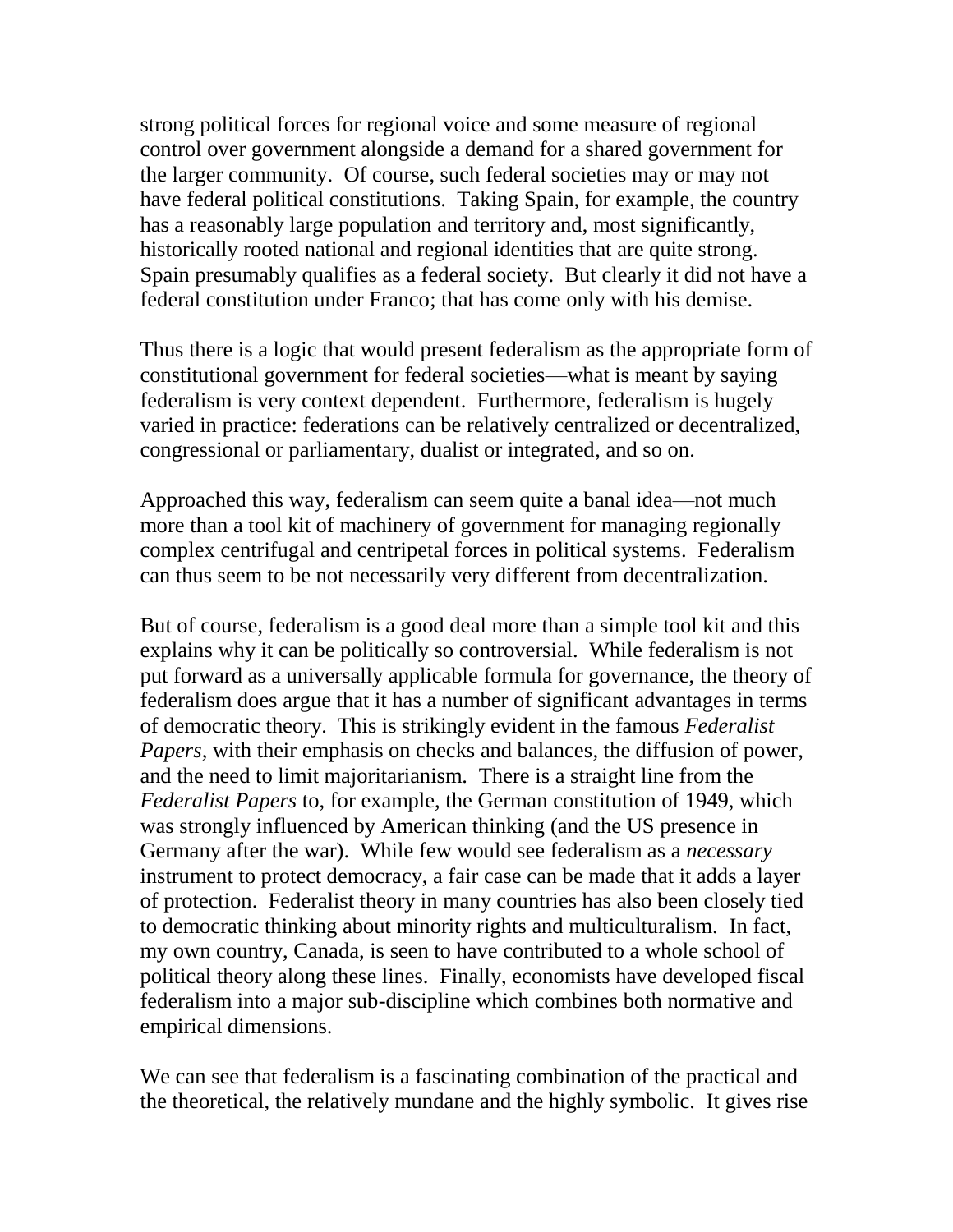strong political forces for regional voice and some measure of regional control over government alongside a demand for a shared government for the larger community. Of course, such federal societies may or may not have federal political constitutions. Taking Spain, for example, the country has a reasonably large population and territory and, most significantly, historically rooted national and regional identities that are quite strong. Spain presumably qualifies as a federal society. But clearly it did not have a federal constitution under Franco; that has come only with his demise.

Thus there is a logic that would present federalism as the appropriate form of constitutional government for federal societies—what is meant by saying federalism is very context dependent. Furthermore, federalism is hugely varied in practice: federations can be relatively centralized or decentralized, congressional or parliamentary, dualist or integrated, and so on.

Approached this way, federalism can seem quite a banal idea—not much more than a tool kit of machinery of government for managing regionally complex centrifugal and centripetal forces in political systems. Federalism can thus seem to be not necessarily very different from decentralization.

But of course, federalism is a good deal more than a simple tool kit and this explains why it can be politically so controversial. While federalism is not put forward as a universally applicable formula for governance, the theory of federalism does argue that it has a number of significant advantages in terms of democratic theory. This is strikingly evident in the famous *Federalist Papers*, with their emphasis on checks and balances, the diffusion of power, and the need to limit majoritarianism. There is a straight line from the *Federalist Papers* to, for example, the German constitution of 1949, which was strongly influenced by American thinking (and the US presence in Germany after the war). While few would see federalism as a *necessary* instrument to protect democracy, a fair case can be made that it adds a layer of protection. Federalist theory in many countries has also been closely tied to democratic thinking about minority rights and multiculturalism. In fact, my own country, Canada, is seen to have contributed to a whole school of political theory along these lines. Finally, economists have developed fiscal federalism into a major sub-discipline which combines both normative and empirical dimensions.

We can see that federalism is a fascinating combination of the practical and the theoretical, the relatively mundane and the highly symbolic. It gives rise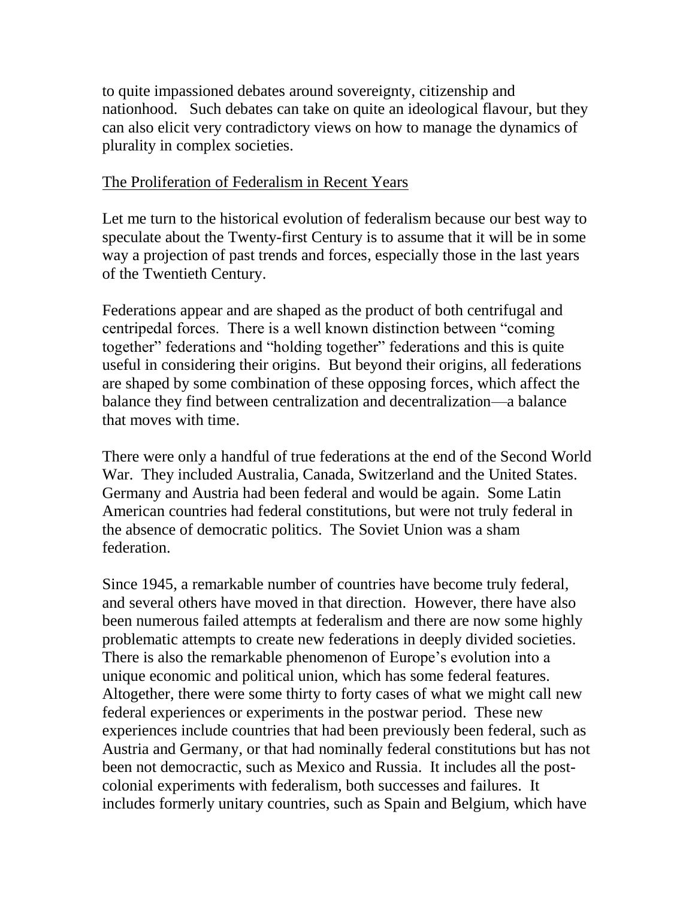to quite impassioned debates around sovereignty, citizenship and nationhood. Such debates can take on quite an ideological flavour, but they can also elicit very contradictory views on how to manage the dynamics of plurality in complex societies.

## The Proliferation of Federalism in Recent Years

Let me turn to the historical evolution of federalism because our best way to speculate about the Twenty-first Century is to assume that it will be in some way a projection of past trends and forces, especially those in the last years of the Twentieth Century.

Federations appear and are shaped as the product of both centrifugal and centripedal forces. There is a well known distinction between "coming together" federations and "holding together" federations and this is quite useful in considering their origins. But beyond their origins, all federations are shaped by some combination of these opposing forces, which affect the balance they find between centralization and decentralization—a balance that moves with time.

There were only a handful of true federations at the end of the Second World War. They included Australia, Canada, Switzerland and the United States. Germany and Austria had been federal and would be again. Some Latin American countries had federal constitutions, but were not truly federal in the absence of democratic politics. The Soviet Union was a sham federation.

Since 1945, a remarkable number of countries have become truly federal, and several others have moved in that direction. However, there have also been numerous failed attempts at federalism and there are now some highly problematic attempts to create new federations in deeply divided societies. There is also the remarkable phenomenon of Europe's evolution into a unique economic and political union, which has some federal features. Altogether, there were some thirty to forty cases of what we might call new federal experiences or experiments in the postwar period. These new experiences include countries that had been previously been federal, such as Austria and Germany, or that had nominally federal constitutions but has not been not democractic, such as Mexico and Russia. It includes all the post-colonial experiments with federalism, both successes and failures. It includes formerly unitary countries, such as Spain and Belgium, which have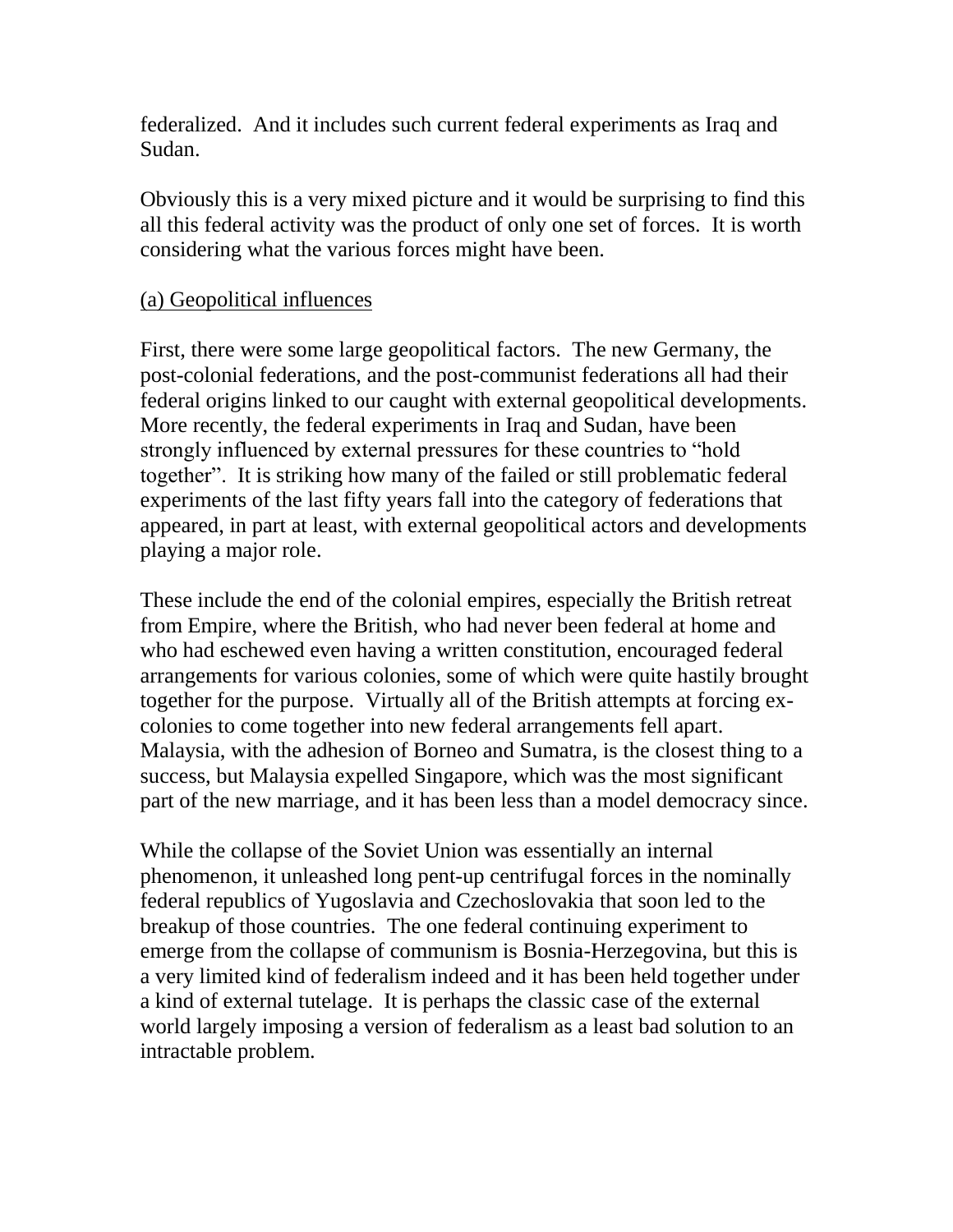federalized. And it includes such current federal experiments as Iraq and Sudan.

Obviously this is a very mixed picture and it would be surprising to find this all this federal activity was the product of only one set of forces. It is worth considering what the various forces might have been.

(a) Geopolitical influences

First, there were some large geopolitical factors. The new Germany, the post-colonial federations, and the post-communist federations all had their federal origins linked to our caught with external geopolitical developments. More recently, the federal experiments in Iraq and Sudan, have been strongly influenced by external pressures for these countries to "hold together". It is striking how many of the failed or still problematic federal experiments of the last fifty years fall into the category of federations that appeared, in part at least, with external geopolitical actors and developments playing a major role.

These include the end of the colonial empires, especially the British retreat from Empire, where the British, who had never been federal at home and who had eschewed even having a written constitution, encouraged federal arrangements for various colonies, some of which were quite hastily brought together for the purpose. Virtually all of the British attempts at forcing ex-colonies to come together into new federal arrangements fell apart. Malaysia, with the adhesion of Borneo and Sumatra, is the closest thing to a success, but Malaysia expelled Singapore, which was the most significant part of the new marriage, and it has been less than a model democracy since.

While the collapse of the Soviet Union was essentially an internal phenomenon, it unleashed long pent-up centrifugal forces in the nominally federal republics of Yugoslavia and Czechoslovakia that soon led to the breakup of those countries. The one federal continuing experiment to emerge from the collapse of communism is Bosnia-Herzegovina, but this is a very limited kind of federalism indeed and it has been held together under a kind of external tutelage. It is perhaps the classic case of the external world largely imposing a version of federalism as a least bad solution to an intractable problem.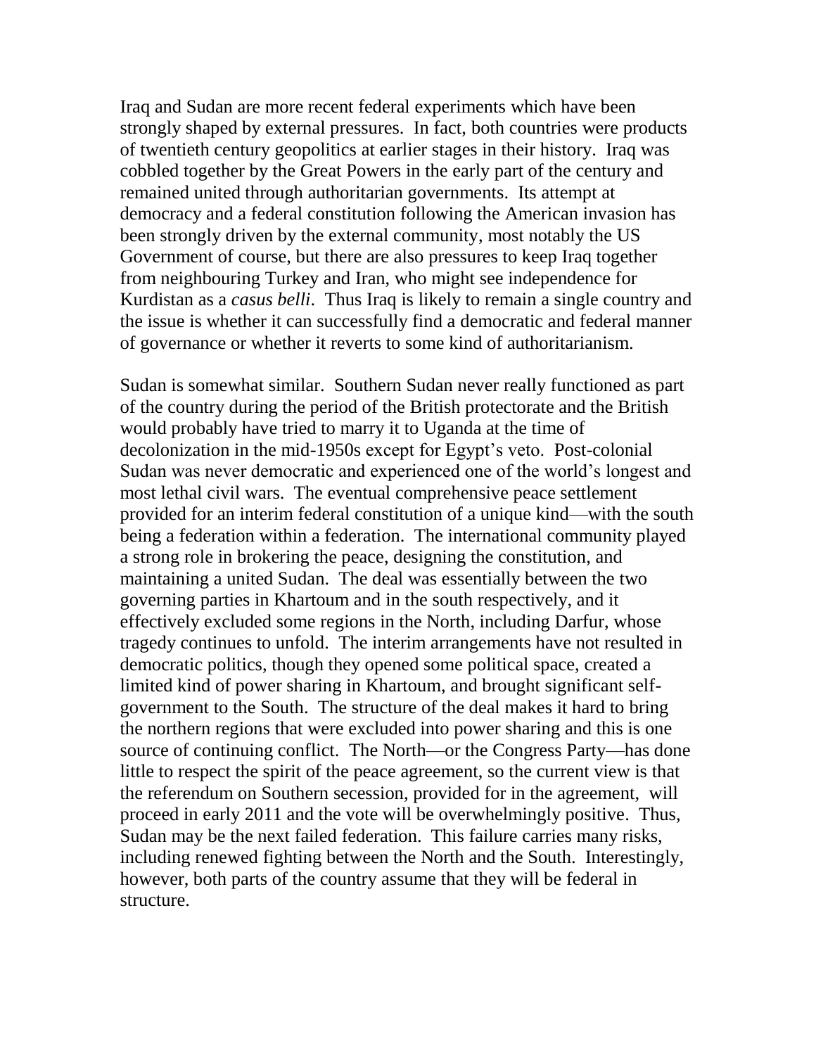Iraq and Sudan are more recent federal experiments which have been strongly shaped by external pressures. In fact, both countries were products of twentieth century geopolitics at earlier stages in their history. Iraq was cobbled together by the Great Powers in the early part of the century and remained united through authoritarian governments. Its attempt at democracy and a federal constitution following the American invasion has been strongly driven by the external community, most notably the US Government of course, but there are also pressures to keep Iraq together from neighbouring Turkey and Iran, who might see independence for Kurdistan as a *casus belli*. Thus Iraq is likely to remain a single country and the issue is whether it can successfully find a democratic and federal manner of governance or whether it reverts to some kind of authoritarianism.

Sudan is somewhat similar. Southern Sudan never really functioned as part of the country during the period of the British protectorate and the British would probably have tried to marry it to Uganda at the time of decolonization in the mid-1950s except for Egypt's veto. Post-colonial Sudan was never democratic and experienced one of the world's longest and most lethal civil wars. The eventual comprehensive peace settlement provided for an interim federal constitution of a unique kind—with the south being a federation within a federation. The international community played a strong role in brokering the peace, designing the constitution, and maintaining a united Sudan. The deal was essentially between the two governing parties in Khartoum and in the south respectively, and it effectively excluded some regions in the North, including Darfur, whose tragedy continues to unfold. The interim arrangements have not resulted in democratic politics, though they opened some political space, created a limited kind of power sharing in Khartoum, and brought significant self-government to the South. The structure of the deal makes it hard to bring the northern regions that were excluded into power sharing and this is one source of continuing conflict. The North—or the Congress Party—has done little to respect the spirit of the peace agreement, so the current view is that the referendum on Southern secession, provided for in the agreement, will proceed in early 2011 and the vote will be overwhelmingly positive. Thus, Sudan may be the next failed federation. This failure carries many risks, including renewed fighting between the North and the South. Interestingly, however, both parts of the country assume that they will be federal in structure.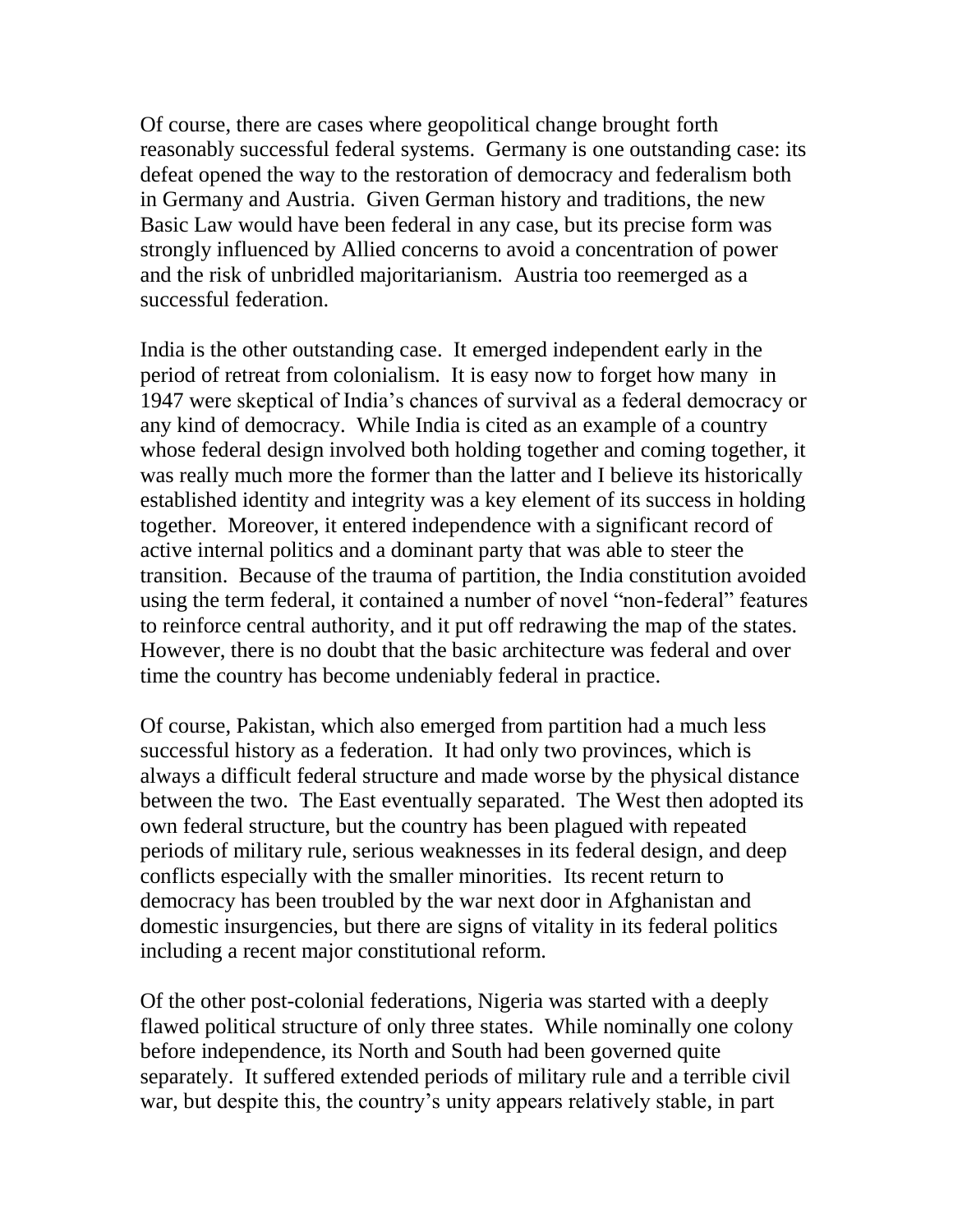Of course, there are cases where geopolitical change brought forth reasonably successful federal systems. Germany is one outstanding case: its defeat opened the way to the restoration of democracy and federalism both in Germany and Austria. Given German history and traditions, the new Basic Law would have been federal in any case, but its precise form was strongly influenced by Allied concerns to avoid a concentration of power and the risk of unbridled majoritarianism. Austria too reemerged as a successful federation.

India is the other outstanding case. It emerged independent early in the period of retreat from colonialism. It is easy now to forget how many in 1947 were skeptical of India's chances of survival as a federal democracy or any kind of democracy. While India is cited as an example of a country whose federal design involved both holding together and coming together, it was really much more the former than the latter and I believe its historically established identity and integrity was a key element of its success in holding together. Moreover, it entered independence with a significant record of active internal politics and a dominant party that was able to steer the transition. Because of the trauma of partition, the India constitution avoided using the term federal, it contained a number of novel "non-federal" features to reinforce central authority, and it put off redrawing the map of the states. However, there is no doubt that the basic architecture was federal and over time the country has become undeniably federal in practice.

Of course, Pakistan, which also emerged from partition had a much less successful history as a federation. It had only two provinces, which is always a difficult federal structure and made worse by the physical distance between the two. The East eventually separated. The West then adopted its own federal structure, but the country has been plagued with repeated periods of military rule, serious weaknesses in its federal design, and deep conflicts especially with the smaller minorities. Its recent return to democracy has been troubled by the war next door in Afghanistan and domestic insurgencies, but there are signs of vitality in its federal politics including a recent major constitutional reform.

Of the other post-colonial federations, Nigeria was started with a deeply flawed political structure of only three states. While nominally one colony before independence, its North and South had been governed quite separately. It suffered extended periods of military rule and a terrible civil war, but despite this, the country's unity appears relatively stable, in part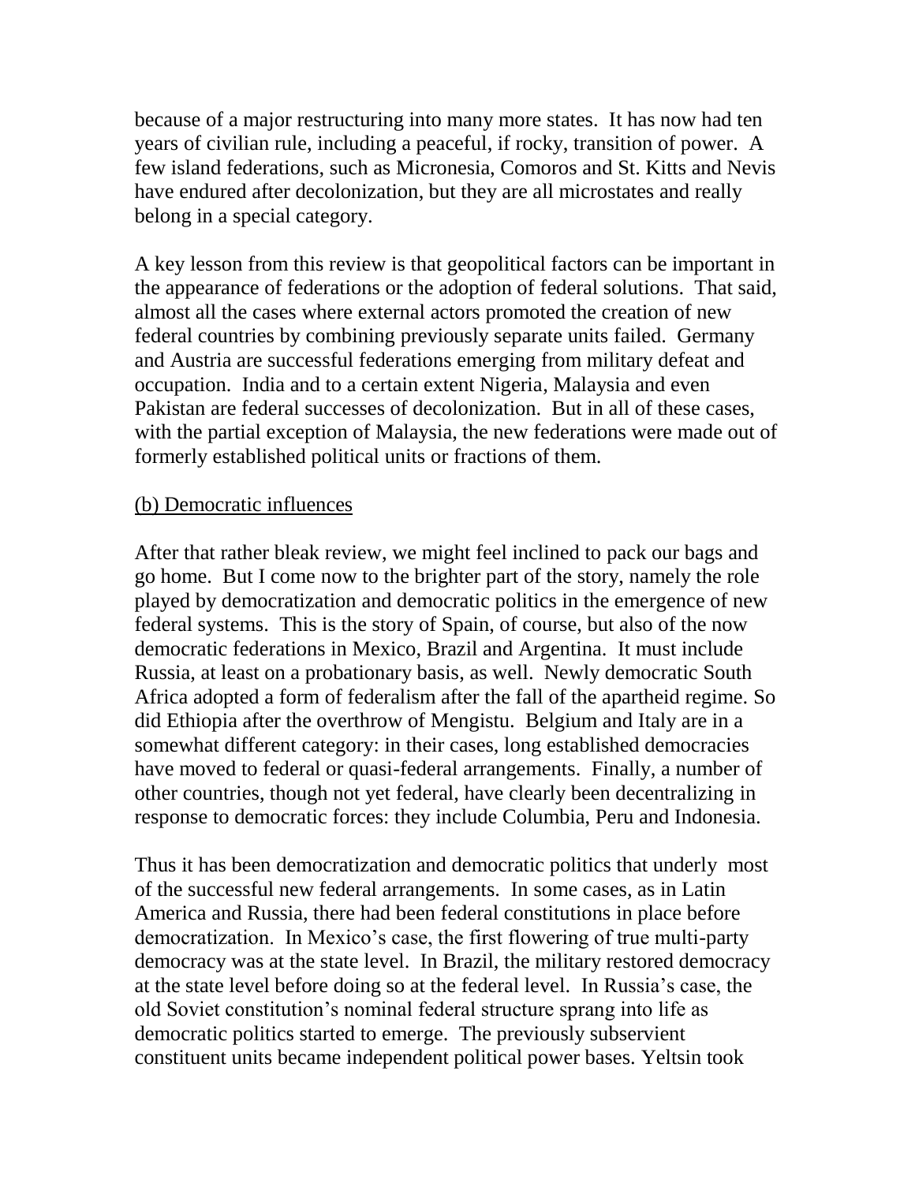because of a major restructuring into many more states. It has now had ten years of civilian rule, including a peaceful, if rocky, transition of power. A few island federations, such as Micronesia, Comoros and St. Kitts and Nevis have endured after decolonization, but they are all microstates and really belong in a special category.

A key lesson from this review is that geopolitical factors can be important in the appearance of federations or the adoption of federal solutions. That said, almost all the cases where external actors promoted the creation of new federal countries by combining previously separate units failed. Germany and Austria are successful federations emerging from military defeat and occupation. India and to a certain extent Nigeria, Malaysia and even Pakistan are federal successes of decolonization. But in all of these cases, with the partial exception of Malaysia, the new federations were made out of formerly established political units or fractions of them.

(b) Democratic influences

After that rather bleak review, we might feel inclined to pack our bags and go home. But I come now to the brighter part of the story, namely the role played by democratization and democratic politics in the emergence of new federal systems. This is the story of Spain, of course, but also of the now democratic federations in Mexico, Brazil and Argentina. It must include Russia, at least on a probationary basis, as well. Newly democratic South Africa adopted a form of federalism after the fall of the apartheid regime. So did Ethiopia after the overthrow of Mengistu. Belgium and Italy are in a somewhat different category: in their cases, long established democracies have moved to federal or quasi-federal arrangements. Finally, a number of other countries, though not yet federal, have clearly been decentralizing in response to democratic forces: they include Columbia, Peru and Indonesia.

Thus it has been democratization and democratic politics that underly most of the successful new federal arrangements. In some cases, as in Latin America and Russia, there had been federal constitutions in place before democratization. In Mexico's case, the first flowering of true multi-party democracy was at the state level. In Brazil, the military restored democracy at the state level before doing so at the federal level. In Russia's case, the old Soviet constitution's nominal federal structure sprang into life as democratic politics started to emerge. The previously subservient constituent units became independent political power bases. Yeltsin took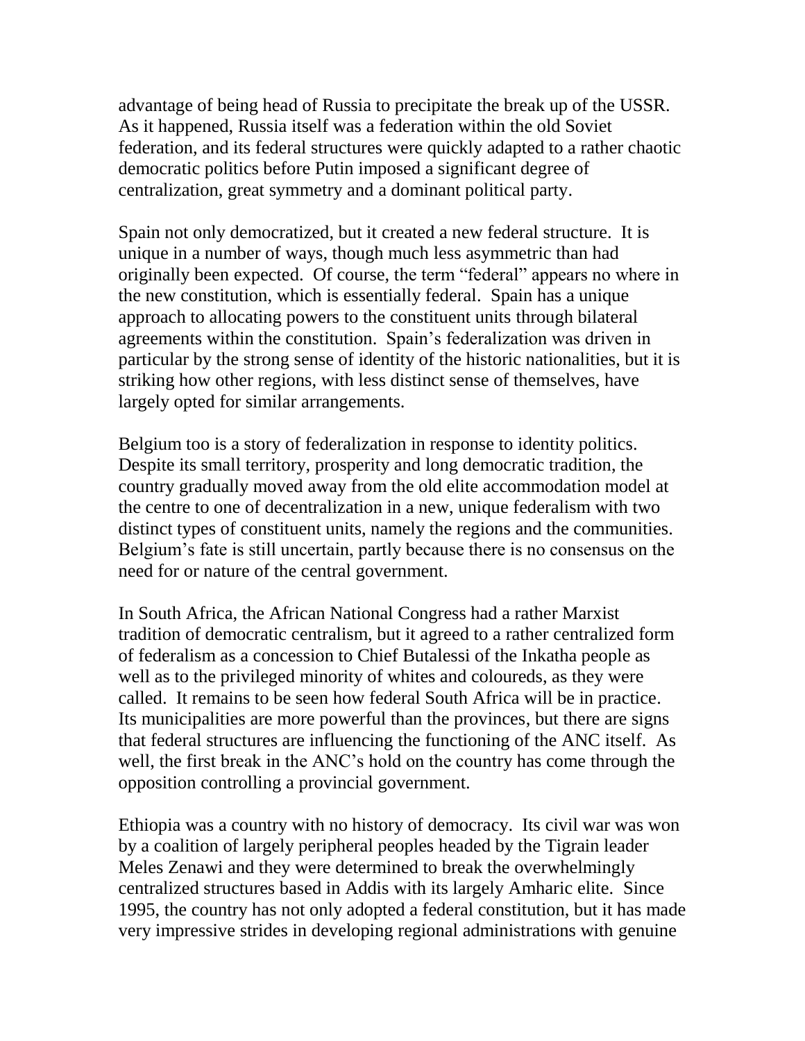advantage of being head of Russia to precipitate the break up of the USSR. As it happened, Russia itself was a federation within the old Soviet federation, and its federal structures were quickly adapted to a rather chaotic democratic politics before Putin imposed a significant degree of centralization, great symmetry and a dominant political party.

Spain not only democratized, but it created a new federal structure. It is unique in a number of ways, though much less asymmetric than had originally been expected. Of course, the term "federal" appears no where in the new constitution, which is essentially federal. Spain has a unique approach to allocating powers to the constituent units through bilateral agreements within the constitution. Spain's federalization was driven in particular by the strong sense of identity of the historic nationalities, but it is striking how other regions, with less distinct sense of themselves, have largely opted for similar arrangements.

Belgium too is a story of federalization in response to identity politics. Despite its small territory, prosperity and long democratic tradition, the country gradually moved away from the old elite accommodation model at the centre to one of decentralization in a new, unique federalism with two distinct types of constituent units, namely the regions and the communities. Belgium's fate is still uncertain, partly because there is no consensus on the need for or nature of the central government.

In South Africa, the African National Congress had a rather Marxist tradition of democratic centralism, but it agreed to a rather centralized form of federalism as a concession to Chief Butalessi of the Inkatha people as well as to the privileged minority of whites and coloureds, as they were called. It remains to be seen how federal South Africa will be in practice. Its municipalities are more powerful than the provinces, but there are signs that federal structures are influencing the functioning of the ANC itself. As well, the first break in the ANC's hold on the country has come through the opposition controlling a provincial government.

Ethiopia was a country with no history of democracy. Its civil war was won by a coalition of largely peripheral peoples headed by the Tigrain leader Meles Zenawi and they were determined to break the overwhelmingly centralized structures based in Addis with its largely Amharic elite. Since 1995, the country has not only adopted a federal constitution, but it has made very impressive strides in developing regional administrations with genuine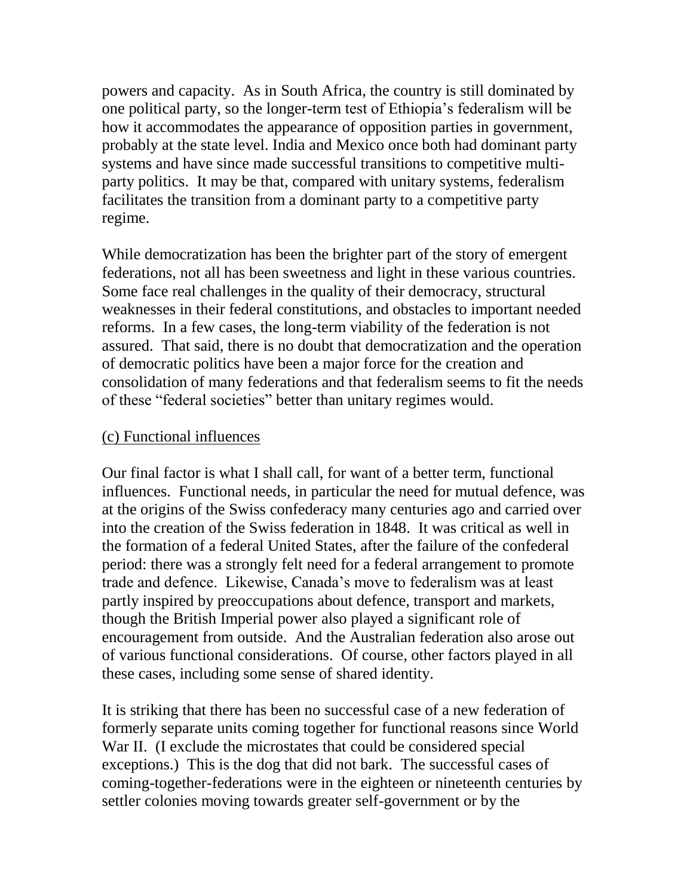powers and capacity. As in South Africa, the country is still dominated by one political party, so the longer-term test of Ethiopia's federalism will be how it accommodates the appearance of opposition parties in government, probably at the state level. India and Mexico once both had dominant party systems and have since made successful transitions to competitive multi-party politics. It may be that, compared with unitary systems, federalism facilitates the transition from a dominant party to a competitive party regime.

While democratization has been the brighter part of the story of emergent federations, not all has been sweetness and light in these various countries. Some face real challenges in the quality of their democracy, structural weaknesses in their federal constitutions, and obstacles to important needed reforms. In a few cases, the long-term viability of the federation is not assured. That said, there is no doubt that democratization and the operation of democratic politics have been a major force for the creation and consolidation of many federations and that federalism seems to fit the needs of these "federal societies" better than unitary regimes would.

### (c) Functional influences

Our final factor is what I shall call, for want of a better term, functional influences. Functional needs, in particular the need for mutual defence, was at the origins of the Swiss confederacy many centuries ago and carried over into the creation of the Swiss federation in 1848. It was critical as well in the formation of a federal United States, after the failure of the confederal period: there was a strongly felt need for a federal arrangement to promote trade and defence. Likewise, Canada's move to federalism was at least partly inspired by preoccupations about defence, transport and markets, though the British Imperial power also played a significant role of encouragement from outside. And the Australian federation also arose out of various functional considerations. Of course, other factors played in all these cases, including some sense of shared identity.

It is striking that there has been no successful case of a new federation of formerly separate units coming together for functional reasons since World War II. (I exclude the microstates that could be considered special exceptions.) This is the dog that did not bark. The successful cases of coming-together-federations were in the eighteen or nineteenth centuries by settler colonies moving towards greater self-government or by the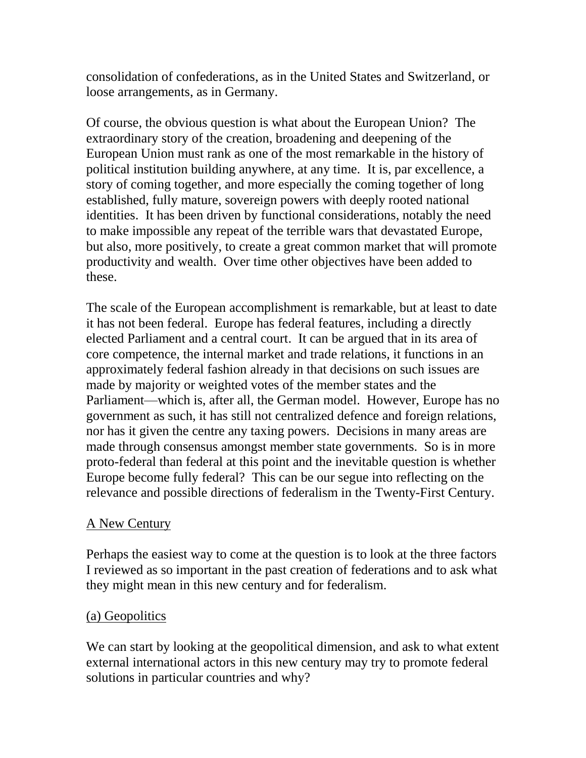consolidation of confederations, as in the United States and Switzerland, or loose arrangements, as in Germany.

Of course, the obvious question is what about the European Union? The extraordinary story of the creation, broadening and deepening of the European Union must rank as one of the most remarkable in the history of political institution building anywhere, at any time. It is, par excellence, a story of coming together, and more especially the coming together of long established, fully mature, sovereign powers with deeply rooted national identities. It has been driven by functional considerations, notably the need to make impossible any repeat of the terrible wars that devastated Europe, but also, more positively, to create a great common market that will promote productivity and wealth. Over time other objectives have been added to these.

The scale of the European accomplishment is remarkable, but at least to date it has not been federal. Europe has federal features, including a directly elected Parliament and a central court. It can be argued that in its area of core competence, the internal market and trade relations, it functions in an approximately federal fashion already in that decisions on such issues are made by majority or weighted votes of the member states and the Parliament—which is, after all, the German model. However, Europe has no government as such, it has still not centralized defence and foreign relations, nor has it given the centre any taxing powers. Decisions in many areas are made through consensus amongst member state governments. So is in more proto-federal than federal at this point and the inevitable question is whether Europe become fully federal? This can be our segue into reflecting on the relevance and possible directions of federalism in the Twenty-First Century.

## A New Century

Perhaps the easiest way to come at the question is to look at the three factors I reviewed as so important in the past creation of federations and to ask what they might mean in this new century and for federalism.

### (a) Geopolitics

We can start by looking at the geopolitical dimension, and ask to what extent external international actors in this new century may try to promote federal solutions in particular countries and why?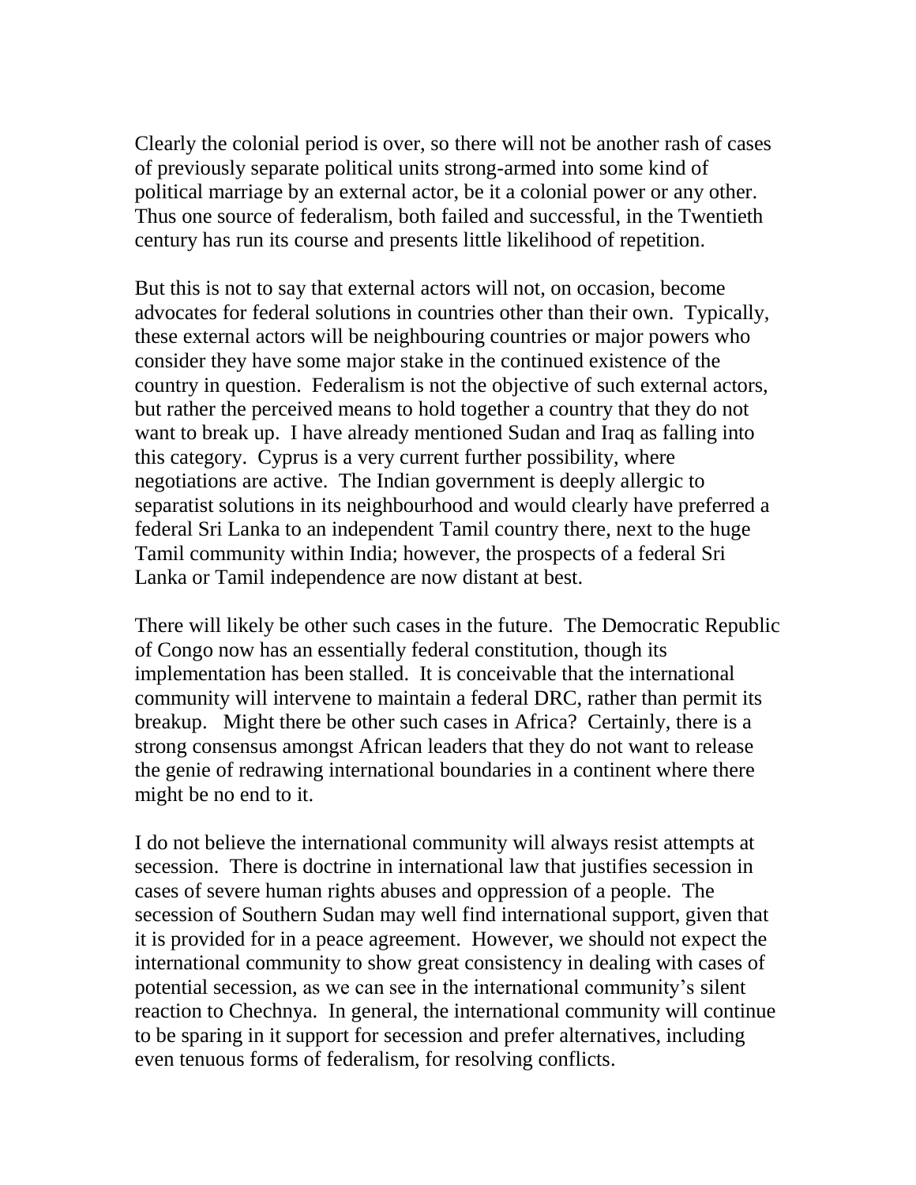Clearly the colonial period is over, so there will not be another rash of cases of previously separate political units strong-armed into some kind of political marriage by an external actor, be it a colonial power or any other. Thus one source of federalism, both failed and successful, in the Twentieth century has run its course and presents little likelihood of repetition.

But this is not to say that external actors will not, on occasion, become advocates for federal solutions in countries other than their own. Typically, these external actors will be neighbouring countries or major powers who consider they have some major stake in the continued existence of the country in question. Federalism is not the objective of such external actors, but rather the perceived means to hold together a country that they do not want to break up. I have already mentioned Sudan and Iraq as falling into this category. Cyprus is a very current further possibility, where negotiations are active. The Indian government is deeply allergic to separatist solutions in its neighbourhood and would clearly have preferred a federal Sri Lanka to an independent Tamil country there, next to the huge Tamil community within India; however, the prospects of a federal Sri Lanka or Tamil independence are now distant at best.

There will likely be other such cases in the future. The Democratic Republic of Congo now has an essentially federal constitution, though its implementation has been stalled. It is conceivable that the international community will intervene to maintain a federal DRC, rather than permit its breakup. Might there be other such cases in Africa? Certainly, there is a strong consensus amongst African leaders that they do not want to release the genie of redrawing international boundaries in a continent where there might be no end to it.

I do not believe the international community will always resist attempts at secession. There is doctrine in international law that justifies secession in cases of severe human rights abuses and oppression of a people. The secession of Southern Sudan may well find international support, given that it is provided for in a peace agreement. However, we should not expect the international community to show great consistency in dealing with cases of potential secession, as we can see in the international community's silent reaction to Chechnya. In general, the international community will continue to be sparing in it support for secession and prefer alternatives, including even tenuous forms of federalism, for resolving conflicts.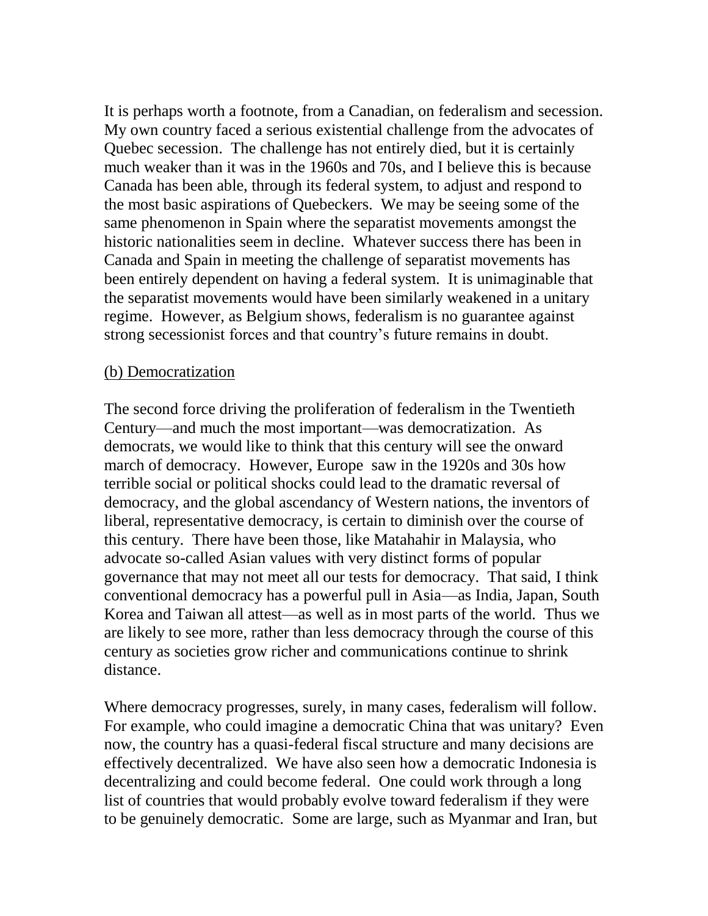It is perhaps worth a footnote, from a Canadian, on federalism and secession. My own country faced a serious existential challenge from the advocates of Quebec secession. The challenge has not entirely died, but it is certainly much weaker than it was in the 1960s and 70s, and I believe this is because Canada has been able, through its federal system, to adjust and respond to the most basic aspirations of Quebeckers. We may be seeing some of the same phenomenon in Spain where the separatist movements amongst the historic nationalities seem in decline. Whatever success there has been in Canada and Spain in meeting the challenge of separatist movements has been entirely dependent on having a federal system. It is unimaginable that the separatist movements would have been similarly weakened in a unitary regime. However, as Belgium shows, federalism is no guarantee against strong secessionist forces and that country's future remains in doubt.

(b) Democratization

The second force driving the proliferation of federalism in the Twentieth Century—and much the most important—was democratization. As democrats, we would like to think that this century will see the onward march of democracy. However, Europe saw in the 1920s and 30s how terrible social or political shocks could lead to the dramatic reversal of democracy, and the global ascendancy of Western nations, the inventors of liberal, representative democracy, is certain to diminish over the course of this century. There have been those, like Matahahir in Malaysia, who advocate so-called Asian values with very distinct forms of popular governance that may not meet all our tests for democracy. That said, I think conventional democracy has a powerful pull in Asia—as India, Japan, South Korea and Taiwan all attest—as well as in most parts of the world. Thus we are likely to see more, rather than less democracy through the course of this century as societies grow richer and communications continue to shrink distance.

Where democracy progresses, surely, in many cases, federalism will follow. For example, who could imagine a democratic China that was unitary? Even now, the country has a quasi-federal fiscal structure and many decisions are effectively decentralized. We have also seen how a democratic Indonesia is decentralizing and could become federal. One could work through a long list of countries that would probably evolve toward federalism if they were to be genuinely democratic. Some are large, such as Myanmar and Iran, but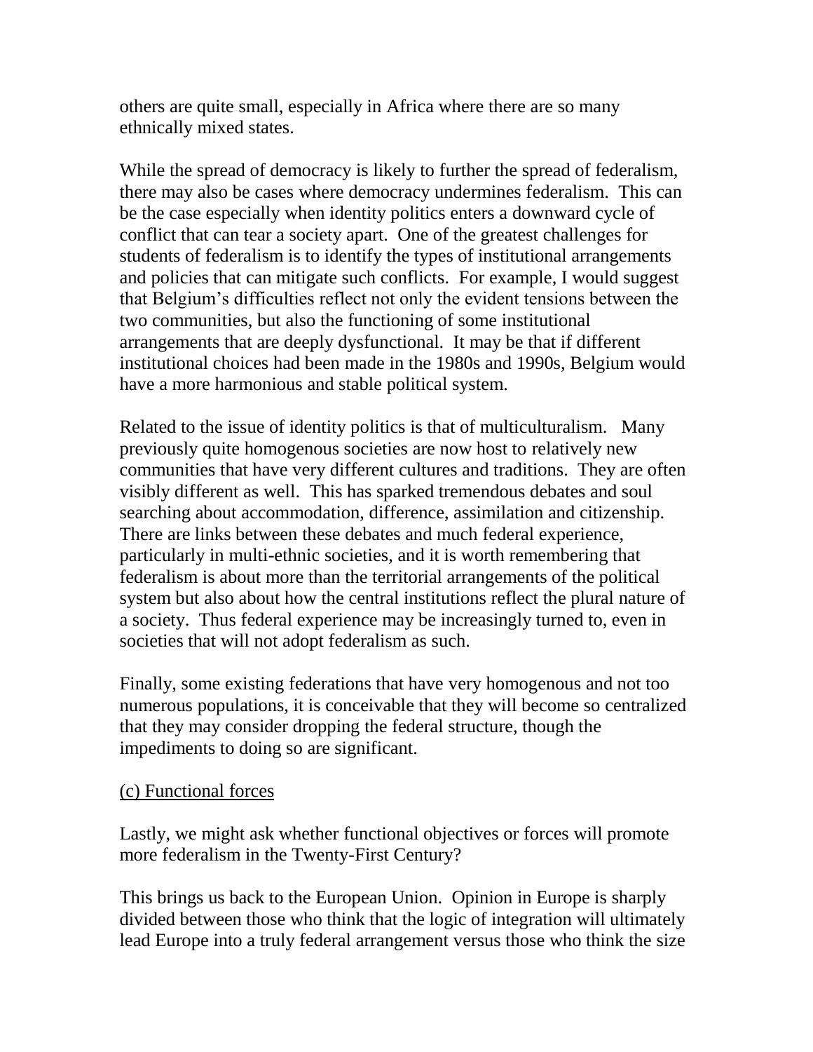others are quite small, especially in Africa where there are so many ethnically mixed states.

While the spread of democracy is likely to further the spread of federalism, there may also be cases where democracy undermines federalism. This can be the case especially when identity politics enters a downward cycle of conflict that can tear a society apart. One of the greatest challenges for students of federalism is to identify the types of institutional arrangements and policies that can mitigate such conflicts. For example, I would suggest that Belgium's difficulties reflect not only the evident tensions between the two communities, but also the functioning of some institutional arrangements that are deeply dysfunctional. It may be that if different institutional choices had been made in the 1980s and 1990s, Belgium would have a more harmonious and stable political system.

Related to the issue of identity politics is that of multiculturalism. Many previously quite homogenous societies are now host to relatively new communities that have very different cultures and traditions. They are often visibly different as well. This has sparked tremendous debates and soul searching about accommodation, difference, assimilation and citizenship. There are links between these debates and much federal experience, particularly in multi-ethnic societies, and it is worth remembering that federalism is about more than the territorial arrangements of the political system but also about how the central institutions reflect the plural nature of a society. Thus federal experience may be increasingly turned to, even in societies that will not adopt federalism as such.

Finally, some existing federations that have very homogenous and not too numerous populations, it is conceivable that they will become so centralized that they may consider dropping the federal structure, though the impediments to doing so are significant.

<u>(c) Functional forces</u>

Lastly, we might ask whether functional objectives or forces will promote more federalism in the Twenty-First Century?

This brings us back to the European Union. Opinion in Europe is sharply divided between those who think that the logic of integration will ultimately lead Europe into a truly federal arrangement versus those who think the size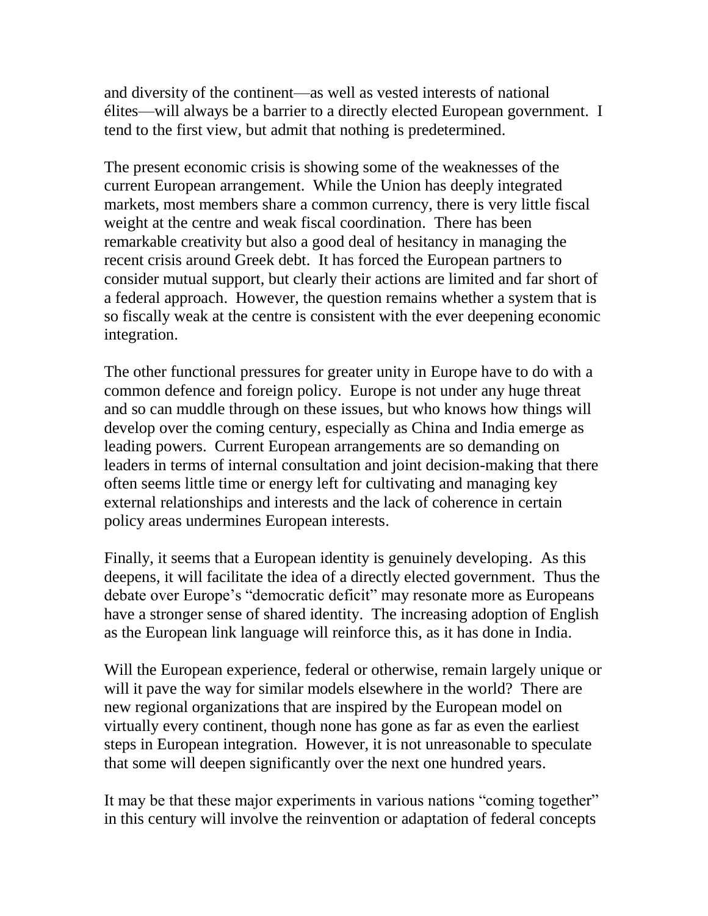and diversity of the continent—as well as vested interests of national élites—will always be a barrier to a directly elected European government. I tend to the first view, but admit that nothing is predetermined.

The present economic crisis is showing some of the weaknesses of the current European arrangement. While the Union has deeply integrated markets, most members share a common currency, there is very little fiscal weight at the centre and weak fiscal coordination. There has been remarkable creativity but also a good deal of hesitancy in managing the recent crisis around Greek debt. It has forced the European partners to consider mutual support, but clearly their actions are limited and far short of a federal approach. However, the question remains whether a system that is so fiscally weak at the centre is consistent with the ever deepening economic integration.

The other functional pressures for greater unity in Europe have to do with a common defence and foreign policy. Europe is not under any huge threat and so can muddle through on these issues, but who knows how things will develop over the coming century, especially as China and India emerge as leading powers. Current European arrangements are so demanding on leaders in terms of internal consultation and joint decision-making that there often seems little time or energy left for cultivating and managing key external relationships and interests and the lack of coherence in certain policy areas undermines European interests.

Finally, it seems that a European identity is genuinely developing. As this deepens, it will facilitate the idea of a directly elected government. Thus the debate over Europe's "democratic deficit" may resonate more as Europeans have a stronger sense of shared identity. The increasing adoption of English as the European link language will reinforce this, as it has done in India.

Will the European experience, federal or otherwise, remain largely unique or will it pave the way for similar models elsewhere in the world? There are new regional organizations that are inspired by the European model on virtually every continent, though none has gone as far as even the earliest steps in European integration. However, it is not unreasonable to speculate that some will deepen significantly over the next one hundred years.

It may be that these major experiments in various nations "coming together" in this century will involve the reinvention or adaptation of federal concepts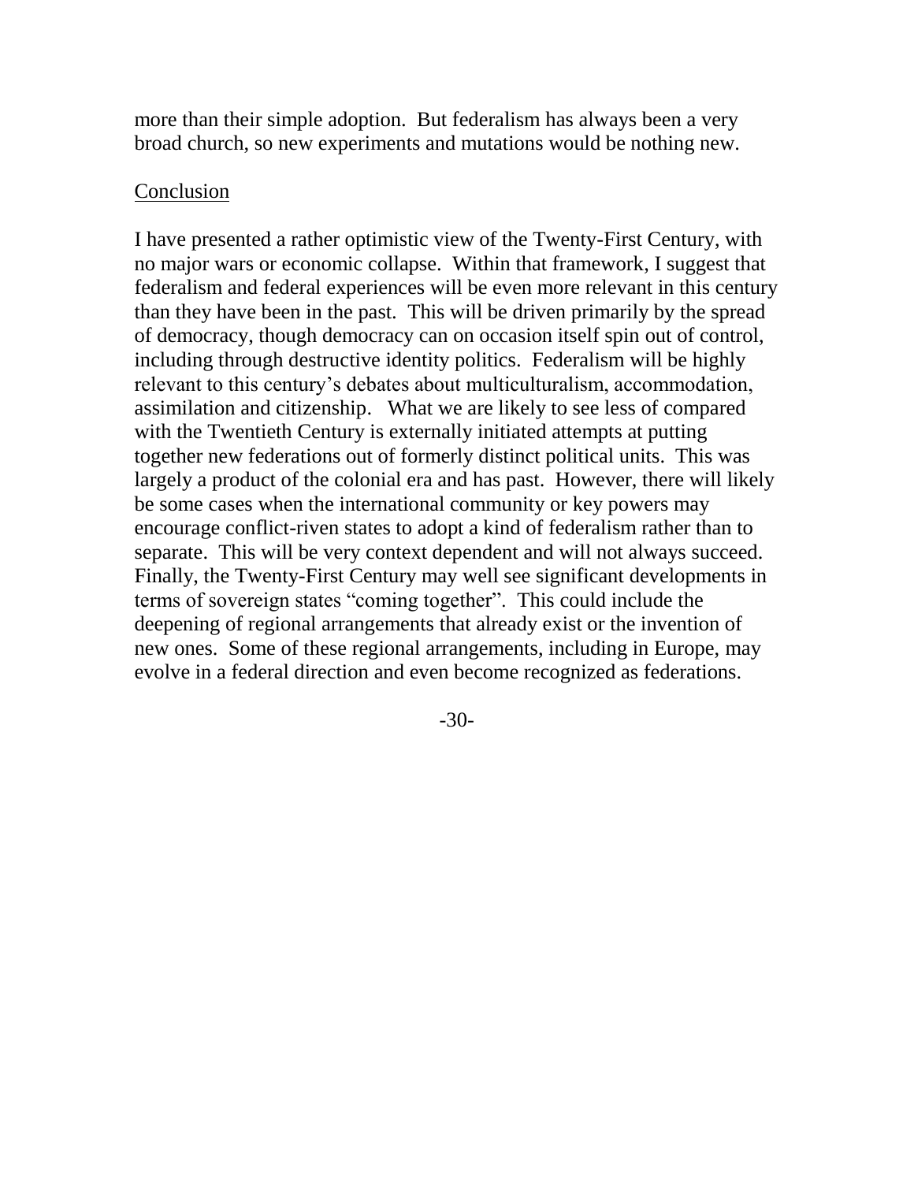more than their simple adoption. But federalism has always been a very broad church, so new experiments and mutations would be nothing new.

## Conclusion

I have presented a rather optimistic view of the Twenty-First Century, with no major wars or economic collapse. Within that framework, I suggest that federalism and federal experiences will be even more relevant in this century than they have been in the past. This will be driven primarily by the spread of democracy, though democracy can on occasion itself spin out of control, including through destructive identity politics. Federalism will be highly relevant to this century's debates about multiculturalism, accommodation, assimilation and citizenship. What we are likely to see less of compared with the Twentieth Century is externally initiated attempts at putting together new federations out of formerly distinct political units. This was largely a product of the colonial era and has past. However, there will likely be some cases when the international community or key powers may encourage conflict-riven states to adopt a kind of federalism rather than to separate. This will be very context dependent and will not always succeed. Finally, the Twenty-First Century may well see significant developments in terms of sovereign states "coming together". This could include the deepening of regional arrangements that already exist or the invention of new ones. Some of these regional arrangements, including in Europe, may evolve in a federal direction and even become recognized as federations.

-30-